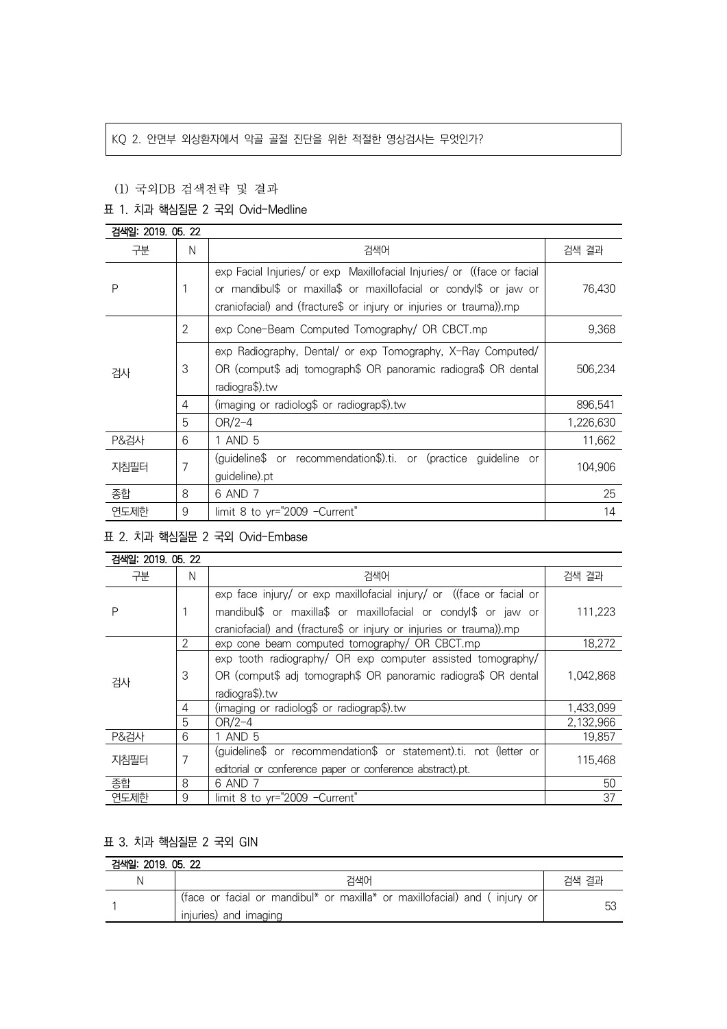KQ 2. 안면부 외상환자에서 악골 골절 진단을 위한 적절한 영상검사는 무엇인가?

(1) 국외DB 검색전략 및 결과

표 1. 치과 핵심질문 2 국외 Ovid-Medline

검색일: 2019. 05. 22

| 구분 | N | 검색어 | 검색 결과 |
|---|---|---|---|
| P | 1 | exp Facial Injuries/ or exp Maxillofacial Injuries/ or ((face or facial or mandibul$ or maxilla$ or maxillofacial or condyl$ or jaw or craniofacial) and (fracture$ or injury or injuries or trauma)).mp | 76,430 |
| 검사 | 2 | exp Cone-Beam Computed Tomography/ OR CBCT.mp | 9,368 |
| | 3 | exp Radiography, Dental/ or exp Tomography, X-Ray Computed/ OR (comput$ adj tomograph$ OR panoramic radiogra$ OR dental radiogra$).tw | 506,234 |
| | 4 | (imaging or radiolog$ or radiograp$).tw | 896,541 |
| | 5 | OR/2-4 | 1,226,630 |
| P&검사 | 6 | 1 AND 5 | 11,662 |
| 지침필터 | 7 | (guideline$ or recommendation$).ti. or (practice guideline or guideline).pt | 104,906 |
| 종합 | 8 | 6 AND 7 | 25 |
| 연도제한 | 9 | limit 8 to yr="2009 -Current" | 14 |

표 2. 치과 핵심질문 2 국외 Ovid-Embase

검색일: 2019. 05. 22

| 구분 | N | 검색어 | 검색 결과 |
|---|---|---|---|
| P | 1 | exp face injury/ or exp maxillofacial injury/ or ((face or facial or mandibul$ or maxilla$ or maxillofacial or condyl$ or jaw or craniofacial) and (fracture$ or injury or injuries or trauma)).mp | 111,223 |
| 검사 | 2 | exp cone beam computed tomography/ OR CBCT.mp | 18,272 |
| | 3 | exp tooth radiography/ OR exp computer assisted tomography/ OR (comput$ adj tomograph$ OR panoramic radiogra$ OR dental radiogra$).tw | 1,042,868 |
| | 4 | (imaging or radiolog$ or radiograp$).tw | 1,433,099 |
| | 5 | OR/2-4 | 2,132,966 |
| P&검사 | 6 | 1 AND 5 | 19,857 |
| 지침필터 | 7 | (guideline$ or recommendation$ or statement).ti. not (letter or editorial or conference paper or conference abstract).pt. | 115,468 |
| 종합 | 8 | 6 AND 7 | 50 |
| 연도제한 | 9 | limit 8 to yr="2009 -Current" | 37 |

표 3. 치과 핵심질문 2 국외 GIN

검색일: 2019. 05. 22

| N | 검색어 | 검색 결과 |
|---|---|---|
| 1 | (face or facial or mandibul* or maxilla* or maxillofacial) and ( injury or injuries) and imaging | 53 |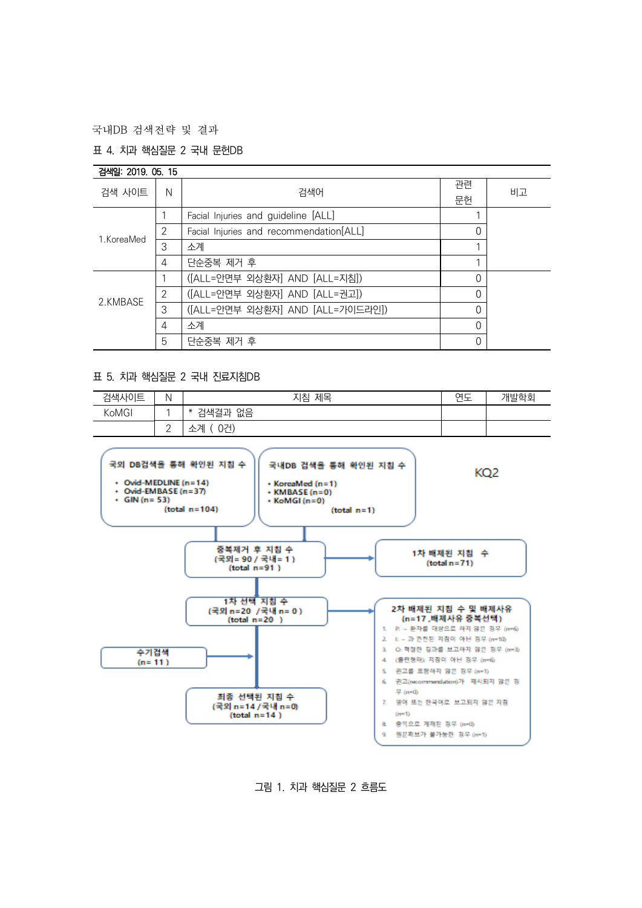국내DB 검색전략 및 결과

표 4. 치과 핵심질문 2 국내 문헌DB

| 검색일: 2019. 05. 15 | | | | |
|---|---|---|---|---|
| 검색 사이트 | N | 검색어 | 관련 문헌 | 비고 |
| 1.KoreaMed | 1 | Facial Injuries and guideline [ALL] | 1 | |
| | 2 | Facial Injuries and recommendation[ALL] | 0 | |
| | 3 | 소계 | 1 | |
| | 4 | 단순중복 제거 후 | 1 | |
| 2.KMBASE | 1 | ([ALL=안면부 외상환자] AND [ALL=지침]) | 0 | |
| | 2 | ([ALL=안면부 외상환자] AND [ALL=권고]) | 0 | |
| | 3 | ([ALL=안면부 외상환자] AND [ALL=가이드라인]) | 0 | |
| | 4 | 소계 | 0 | |
| | 5 | 단순중복 제거 후 | 0 | |

표 5. 치과 핵심질문 2 국내 진료지침DB

| 검색사이트 | N | 지침 제목 | 연도 | 개발학회 |
|---|---|---|---|---|
| KoMGI | 1 | * 검색결과 없음 | | |
| | 2 | 소계 ( 0건) | | |

KQ2

국외 DB검색을 통해 확인된 지침 수
- Ovid-MEDLINE (n=14)
- Ovid-EMBASE (n=37)
- GIN (n= 53)

(total n=104)

국내DB 검색을 통해 확인된 지침 수
- KoreaMed (n=1)
- KMBASE (n=0)
- KoMGI (n=0)

(total n=1)

중복제거 후 지침 수
(국외= 90 / 국내= 1 )
(total n=91 )

1차 배제된 지침 수
(total n=71)

1차 선택 지침 수
(국외 n=20 /국내 n= 0 )
(total n=20 )

2차 배제된 지침 수 및 배제사유
(n=17 ,배제사유 중복선택)
1. P - 환자를 대상으로 하지 않은 경우 (n=6)
2. I - 과 관련된 지침이 아닌 경우 (n=10)
3. O: 적절한 결과를 보고하지 않은 경우 (n=3)
4. (출판형태): 지침이 아닌 경우 (n=6)
5. 권고를 포함하지 않은 경우 (n=1)
6. 권고(recommendation)가 제시되지 않은 경우 (n=0)
7. 영어 또는 한국어로 보고되지 않은 지침 (n=1)
8. 중복으로 게재된 경우 (n=0)
9. 원문확보가 불가능한 경우 (n=1)

수기검색
(n= 11 )

최종 선택된 지침 수
(국외 n=14 /국내 n=0)
(total n=14 )

그림 1. 치과 핵심질문 2 흐름도